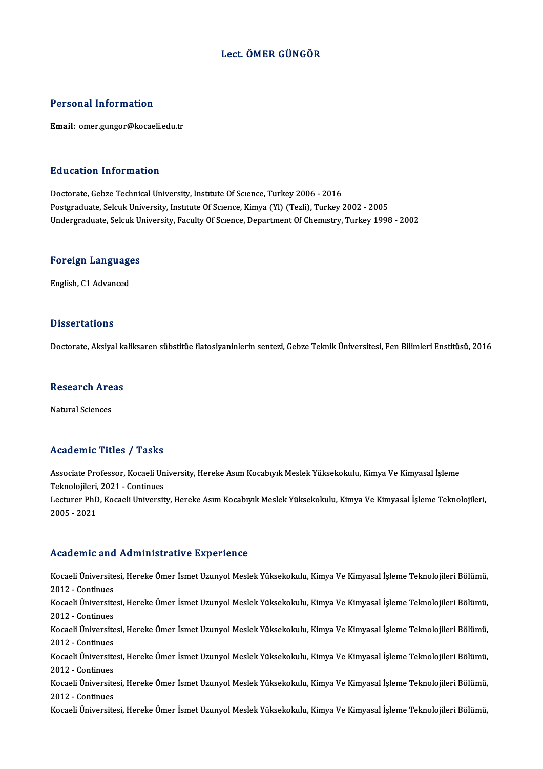# Lect. ÖMER GÜNGÖR

## Personal Information

**Email:** omer.gungor@kocaeli.edu.tr

## Education Information

Doctorate, Gebze Technical University, Institute Of Science, Turkey 2006 - 2016
Postgraduate, Selcuk University, Institute Of Science, Kimya (Yl) (Tezli), Turkey 2002 - 2005
Undergraduate, Selcuk University, Faculty Of Science, Department Of Chemistry, Turkey 1998 - 2002

## Foreign Languages

English, C1 Advanced

## Dissertations

Doctorate, Aksiyal kaliksaren sübstitüe flatosiyaninlerin sentezi, Gebze Teknik Üniversitesi, Fen Bilimleri Enstitüsü, 2016

## Research Areas

Natural Sciences

## Academic Titles / Tasks

Associate Professor, Kocaeli University, Hereke Asım Kocabıyık Meslek Yüksekokulu, Kimya Ve Kimyasal İşleme Teknolojileri, 2021 - Continues
Lecturer PhD, Kocaeli University, Hereke Asım Kocabıyık Meslek Yüksekokulu, Kimya Ve Kimyasal İşleme Teknolojileri, 2005 - 2021

## Academic and Administrative Experience

Kocaeli Üniversitesi, Hereke Ömer İsmet Uzunyol Meslek Yüksekokulu, Kimya Ve Kimyasal İşleme Teknolojileri Bölümü, 2012 - Continues
Kocaeli Üniversitesi, Hereke Ömer İsmet Uzunyol Meslek Yüksekokulu, Kimya Ve Kimyasal İşleme Teknolojileri Bölümü, 2012 - Continues
Kocaeli Üniversitesi, Hereke Ömer İsmet Uzunyol Meslek Yüksekokulu, Kimya Ve Kimyasal İşleme Teknolojileri Bölümü, 2012 - Continues
Kocaeli Üniversitesi, Hereke Ömer İsmet Uzunyol Meslek Yüksekokulu, Kimya Ve Kimyasal İşleme Teknolojileri Bölümü, 2012 - Continues
Kocaeli Üniversitesi, Hereke Ömer İsmet Uzunyol Meslek Yüksekokulu, Kimya Ve Kimyasal İşleme Teknolojileri Bölümü, 2012 - Continues
Kocaeli Üniversitesi, Hereke Ömer İsmet Uzunyol Meslek Yüksekokulu, Kimya Ve Kimyasal İşleme Teknolojileri Bölümü,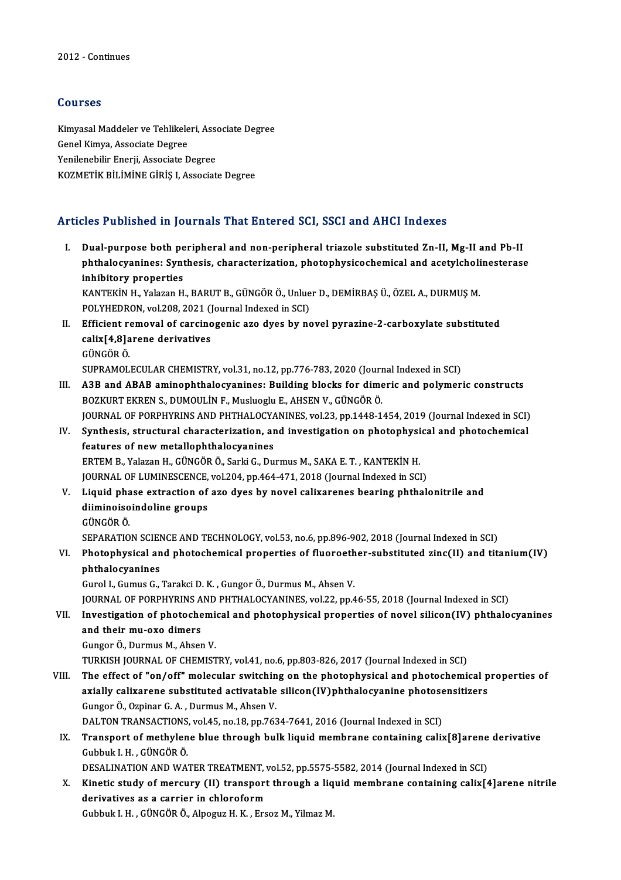2012 - Continues

## Courses

Kimyasal Maddeler ve Tehlikeleri, Associate Degree
Genel Kimya, Associate Degree
Yenilenebilir Enerji, Associate Degree
KOZMETİK BİLİMİNE GİRİŞ I, Associate Degree

## Articles Published in Journals That Entered SCI, SSCI and AHCI Indexes

I. **Dual-purpose both peripheral and non-peripheral triazole substituted Zn-II, Mg-II and Pb-II phthalocyanines: Synthesis, characterization, photophysicochemical and acetylcholinesterase inhibitory properties**
KANTEKİN H., Yalazan H., BARUT B., GÜNGÖR Ö., Unluer D., DEMİRBAŞ Ü., ÖZEL A., DURMUŞ M.
POLYHEDRON, vol.208, 2021 (Journal Indexed in SCI)

II. **Efficient removal of carcinogenic azo dyes by novel pyrazine-2-carboxylate substituted calix[4,8]arene derivatives**
GÜNGÖR Ö.
SUPRAMOLECULAR CHEMISTRY, vol.31, no.12, pp.776-783, 2020 (Journal Indexed in SCI)

III. **A3B and ABAB aminophthalocyanines: Building blocks for dimeric and polymeric constructs**
BOZKURT EKREN S., DUMOULİN F., Musluoglu E., AHSEN V., GÜNGÖR Ö.
JOURNAL OF PORPHYRINS AND PHTHALOCYANINES, vol.23, pp.1448-1454, 2019 (Journal Indexed in SCI)

IV. **Synthesis, structural characterization, and investigation on photophysical and photochemical features of new metallophthalocyanines**
ERTEM B., Yalazan H., GÜNGÖR Ö., Sarki G., Durmus M., SAKA E. T. , KANTEKİN H.
JOURNAL OF LUMINESCENCE, vol.204, pp.464-471, 2018 (Journal Indexed in SCI)

V. **Liquid phase extraction of azo dyes by novel calixarenes bearing phthalonitrile and diiminoisoindoline groups**
GÜNGÖR Ö.
SEPARATION SCIENCE AND TECHNOLOGY, vol.53, no.6, pp.896-902, 2018 (Journal Indexed in SCI)

VI. **Photophysical and photochemical properties of fluoroether-substituted zinc(II) and titanium(IV) phthalocyanines**
Gurol I., Gumus G., Tarakci D. K. , Gungor Ö., Durmus M., Ahsen V.
JOURNAL OF PORPHYRINS AND PHTHALOCYANINES, vol.22, pp.46-55, 2018 (Journal Indexed in SCI)

VII. **Investigation of photochemical and photophysical properties of novel silicon(IV) phthalocyanines and their mu-oxo dimers**
Gungor Ö., Durmus M., Ahsen V.
TURKISH JOURNAL OF CHEMISTRY, vol.41, no.6, pp.803-826, 2017 (Journal Indexed in SCI)

VIII. **The effect of "on/off" molecular switching on the photophysical and photochemical properties of axially calixarene substituted activatable silicon(IV)phthalocyanine photosensitizers**
Gungor Ö., Ozpinar G. A. , Durmus M., Ahsen V.
DALTON TRANSACTIONS, vol.45, no.18, pp.7634-7641, 2016 (Journal Indexed in SCI)

IX. **Transport of methylene blue through bulk liquid membrane containing calix[8]arene derivative**
Gubbuk I. H. , GÜNGÖR Ö.
DESALINATION AND WATER TREATMENT, vol.52, pp.5575-5582, 2014 (Journal Indexed in SCI)

X. **Kinetic study of mercury (II) transport through a liquid membrane containing calix[4]arene nitrile derivatives as a carrier in chloroform**
Gubbuk I. H. , GÜNGÖR Ö., Alpoguz H. K. , Ersoz M., Yilmaz M.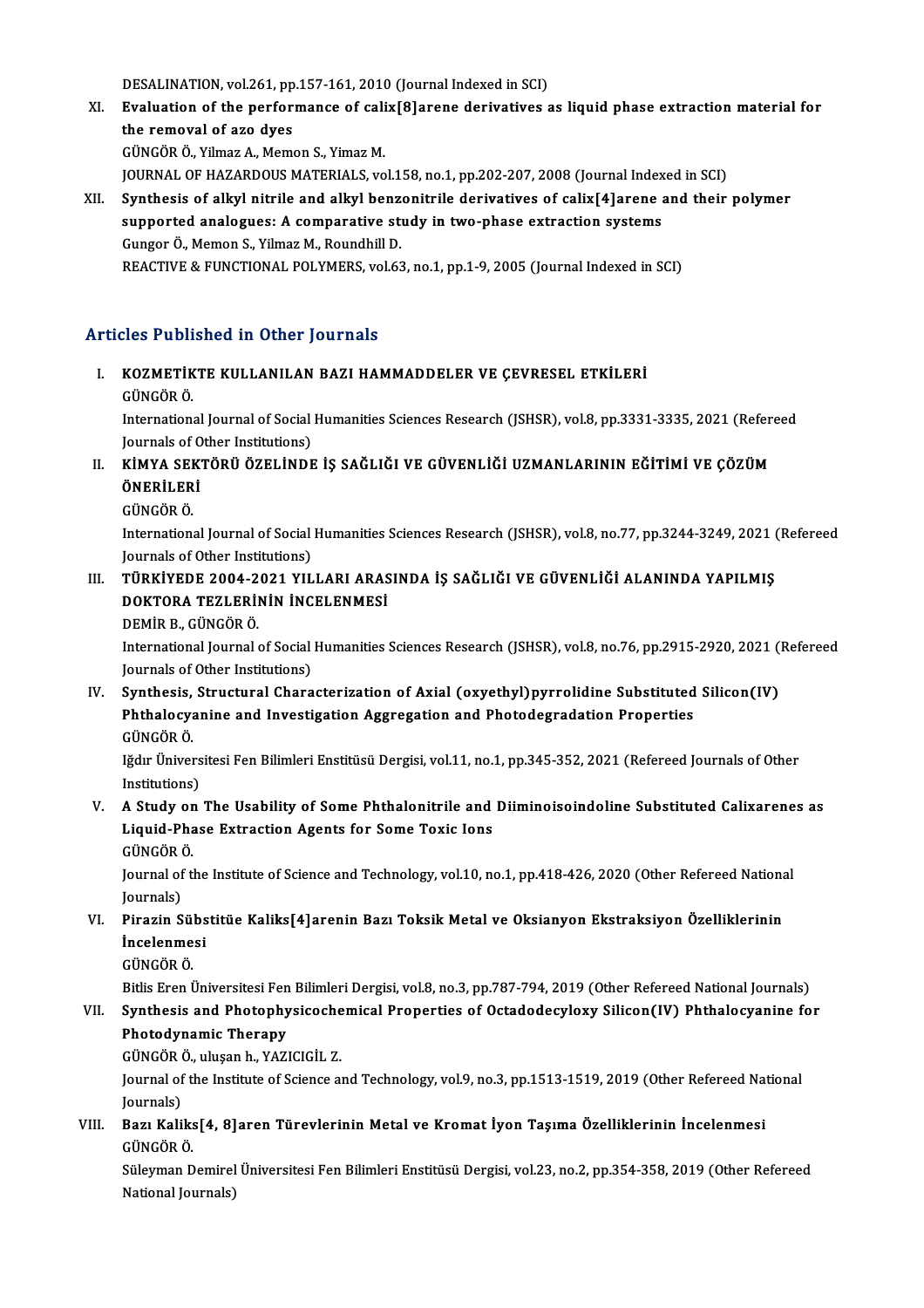DESALINATION, vol.261, pp.157-161, 2010 (Journal Indexed in SCI)

XI. **Evaluation of the performance of calix[8]arene derivatives as liquid phase extraction material for the removal of azo dyes**
GÜNGÖR Ö., Yilmaz A., Memon S., Yimaz M.
JOURNAL OF HAZARDOUS MATERIALS, vol.158, no.1, pp.202-207, 2008 (Journal Indexed in SCI)

XII. **Synthesis of alkyl nitrile and alkyl benzonitrile derivatives of calix[4]arene and their polymer supported analogues: A comparative study in two-phase extraction systems**
Gungor Ö., Memon S., Yilmaz M., Roundhill D.
REACTIVE & FUNCTIONAL POLYMERS, vol.63, no.1, pp.1-9, 2005 (Journal Indexed in SCI)

## Articles Published in Other Journals

I. **KOZMETİKTE KULLANILAN BAZI HAMMADDELER VE ÇEVRESEL ETKİLERİ**
GÜNGÖR Ö.
International Journal of Social Humanities Sciences Research (JSHSR), vol.8, pp.3331-3335, 2021 (Refereed Journals of Other Institutions)

II. **KİMYA SEKTÖRÜ ÖZELİNDE İŞ SAĞLIĞI VE GÜVENLİĞİ UZMANLARININ EĞİTİMİ VE ÇÖZÜM ÖNERİLERİ**
GÜNGÖR Ö.
International Journal of Social Humanities Sciences Research (JSHSR), vol.8, no.77, pp.3244-3249, 2021 (Refereed Journals of Other Institutions)

III. **TÜRKİYEDE 2004-2021 YILLARI ARASINDA İŞ SAĞLIĞI VE GÜVENLİĞİ ALANINDA YAPILMIŞ DOKTORA TEZLERİNİN İNCELENMESİ**
DEMİR B., GÜNGÖR Ö.
International Journal of Social Humanities Sciences Research (JSHSR), vol.8, no.76, pp.2915-2920, 2021 (Refereed Journals of Other Institutions)

IV. **Synthesis, Structural Characterization of Axial (oxyethyl)pyrrolidine Substituted Silicon(IV) Phthalocyanine and Investigation Aggregation and Photodegradation Properties**
GÜNGÖR Ö.
Iğdır Üniversitesi Fen Bilimleri Enstitüsü Dergisi, vol.11, no.1, pp.345-352, 2021 (Refereed Journals of Other Institutions)

V. **A Study on The Usability of Some Phthalonitrile and Diiminoisoindoline Substituted Calixarenes as Liquid-Phase Extraction Agents for Some Toxic Ions**
GÜNGÖR Ö.
Journal of the Institute of Science and Technology, vol.10, no.1, pp.418-426, 2020 (Other Refereed National Journals)

VI. **Pirazin Sübstitüe Kaliks[4]arenin Bazı Toksik Metal ve Oksianyon Ekstraksiyon Özelliklerinin İncelenmesi**
GÜNGÖR Ö.
Bitlis Eren Üniversitesi Fen Bilimleri Dergisi, vol.8, no.3, pp.787-794, 2019 (Other Refereed National Journals)

VII. **Synthesis and Photophysicochemical Properties of Octadodecyloxy Silicon(IV) Phthalocyanine for Photodynamic Therapy**
GÜNGÖR Ö., uluşan h., YAZICIGİL Z.
Journal of the Institute of Science and Technology, vol.9, no.3, pp.1513-1519, 2019 (Other Refereed National Journals)

VIII. **Bazı Kaliks[4, 8]aren Türevlerinin Metal ve Kromat İyon Taşıma Özelliklerinin İncelenmesi**
GÜNGÖR Ö.
Süleyman Demirel Üniversitesi Fen Bilimleri Enstitüsü Dergisi, vol.23, no.2, pp.354-358, 2019 (Other Refereed National Journals)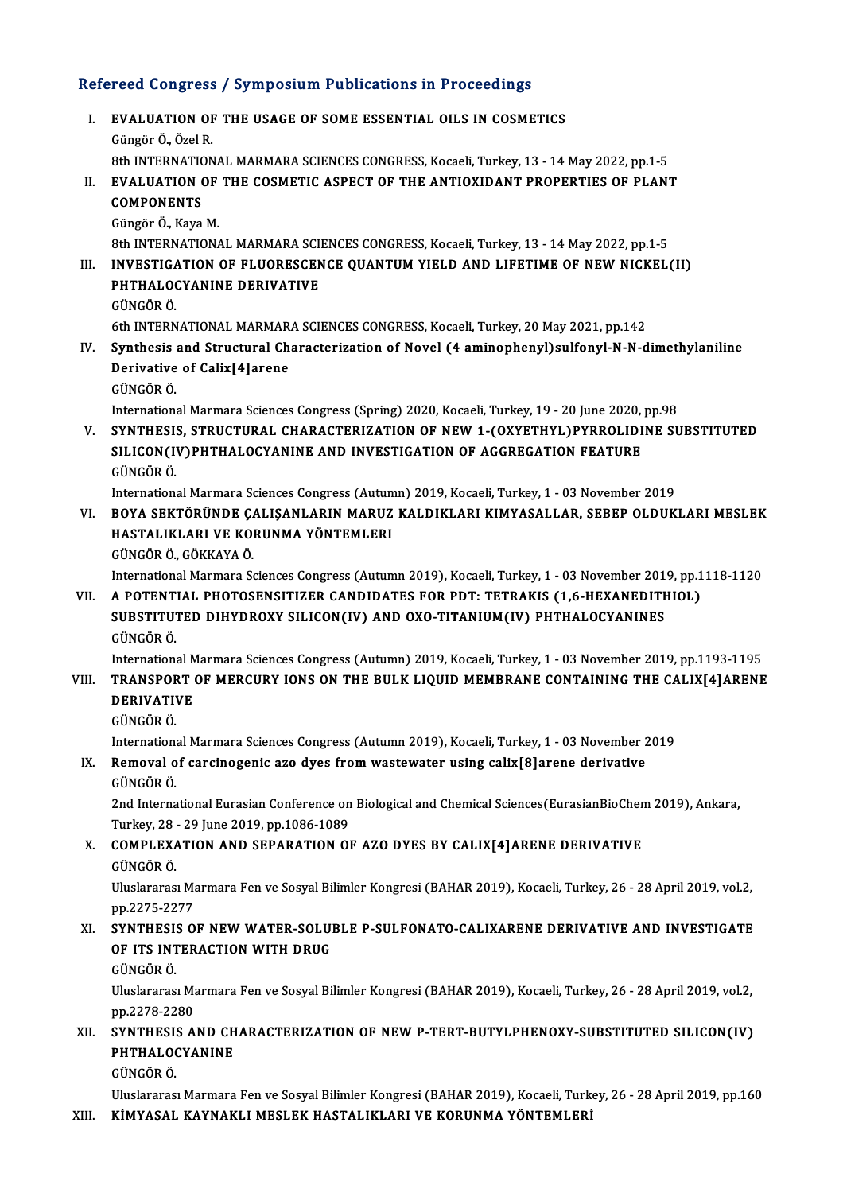## Refereed Congress / Symposium Publications in Proceedings

I. **EVALUATION OF THE USAGE OF SOME ESSENTIAL OILS IN COSMETICS**
   Güngör Ö., Özel R.
   8th INTERNATIONAL MARMARA SCIENCES CONGRESS, Kocaeli, Turkey, 13 - 14 May 2022, pp.1-5

II. **EVALUATION OF THE COSMETIC ASPECT OF THE ANTIOXIDANT PROPERTIES OF PLANT COMPONENTS**
   Güngör Ö., Kaya M.
   8th INTERNATIONAL MARMARA SCIENCES CONGRESS, Kocaeli, Turkey, 13 - 14 May 2022, pp.1-5

III. **INVESTIGATION OF FLUORESCENCE QUANTUM YIELD AND LIFETIME OF NEW NICKEL(II) PHTHALOCYANINE DERIVATIVE**
   GÜNGÖR Ö.
   6th INTERNATIONAL MARMARA SCIENCES CONGRESS, Kocaeli, Turkey, 20 May 2021, pp.142

IV. **Synthesis and Structural Characterization of Novel (4 aminophenyl)sulfonyl-N-N-dimethylaniline Derivative of Calix[4]arene**
   GÜNGÖR Ö.
   International Marmara Sciences Congress (Spring) 2020, Kocaeli, Turkey, 19 - 20 June 2020, pp.98

V. **SYNTHESIS, STRUCTURAL CHARACTERIZATION OF NEW 1-(OXYETHYL)PYRROLIDINE SUBSTITUTED SILICON(IV)PHTHALOCYANINE AND INVESTIGATION OF AGGREGATION FEATURE**
   GÜNGÖR Ö.
   International Marmara Sciences Congress (Autumn) 2019, Kocaeli, Turkey, 1 - 03 November 2019

VI. **BOYA SEKTÖRÜNDE ÇALIŞANLARIN MARUZ KALDIKLARI KIMYASALLAR, SEBEP OLDUKLARI MESLEK HASTALIKLARI VE KORUNMA YÖNTEMLERI**
   GÜNGÖR Ö., GÖKKAYA Ö.
   International Marmara Sciences Congress (Autumn 2019), Kocaeli, Turkey, 1 - 03 November 2019, pp.1118-1120

VII. **A POTENTIAL PHOTOSENSITIZER CANDIDATES FOR PDT: TETRAKIS (1,6-HEXANEDITHIOL) SUBSTITUTED DIHYDROXY SILICON(IV) AND OXO-TITANIUM(IV) PHTHALOCYANINES**
   GÜNGÖR Ö.
   International Marmara Sciences Congress (Autumn) 2019, Kocaeli, Turkey, 1 - 03 November 2019, pp.1193-1195

VIII. **TRANSPORT OF MERCURY IONS ON THE BULK LIQUID MEMBRANE CONTAINING THE CALIX[4]ARENE DERIVATIVE**
   GÜNGÖR Ö.
   International Marmara Sciences Congress (Autumn 2019), Kocaeli, Turkey, 1 - 03 November 2019

IX. **Removal of carcinogenic azo dyes from wastewater using calix[8]arene derivative**
   GÜNGÖR Ö.
   2nd International Eurasian Conference on Biological and Chemical Sciences(EurasianBioChem 2019), Ankara, Turkey, 28 - 29 June 2019, pp.1086-1089

X. **COMPLEXATION AND SEPARATION OF AZO DYES BY CALIX[4]ARENE DERIVATIVE**
   GÜNGÖR Ö.
   Uluslararası Marmara Fen ve Sosyal Bilimler Kongresi (BAHAR 2019), Kocaeli, Turkey, 26 - 28 April 2019, vol.2, pp.2275-2277

XI. **SYNTHESIS OF NEW WATER-SOLUBLE P-SULFONATO-CALIXARENE DERIVATIVE AND INVESTIGATE OF ITS INTERACTION WITH DRUG**
   GÜNGÖR Ö.
   Uluslararası Marmara Fen ve Sosyal Bilimler Kongresi (BAHAR 2019), Kocaeli, Turkey, 26 - 28 April 2019, vol.2, pp.2278-2280

XII. **SYNTHESIS AND CHARACTERIZATION OF NEW P-TERT-BUTYLPHENOXY-SUBSTITUTED SILICON(IV) PHTHALOCYANINE**
   GÜNGÖR Ö.
   Uluslararası Marmara Fen ve Sosyal Bilimler Kongresi (BAHAR 2019), Kocaeli, Turkey, 26 - 28 April 2019, pp.160

XIII. **KİMYASAL KAYNAKLI MESLEK HASTALIKLARI VE KORUNMA YÖNTEMLERİ**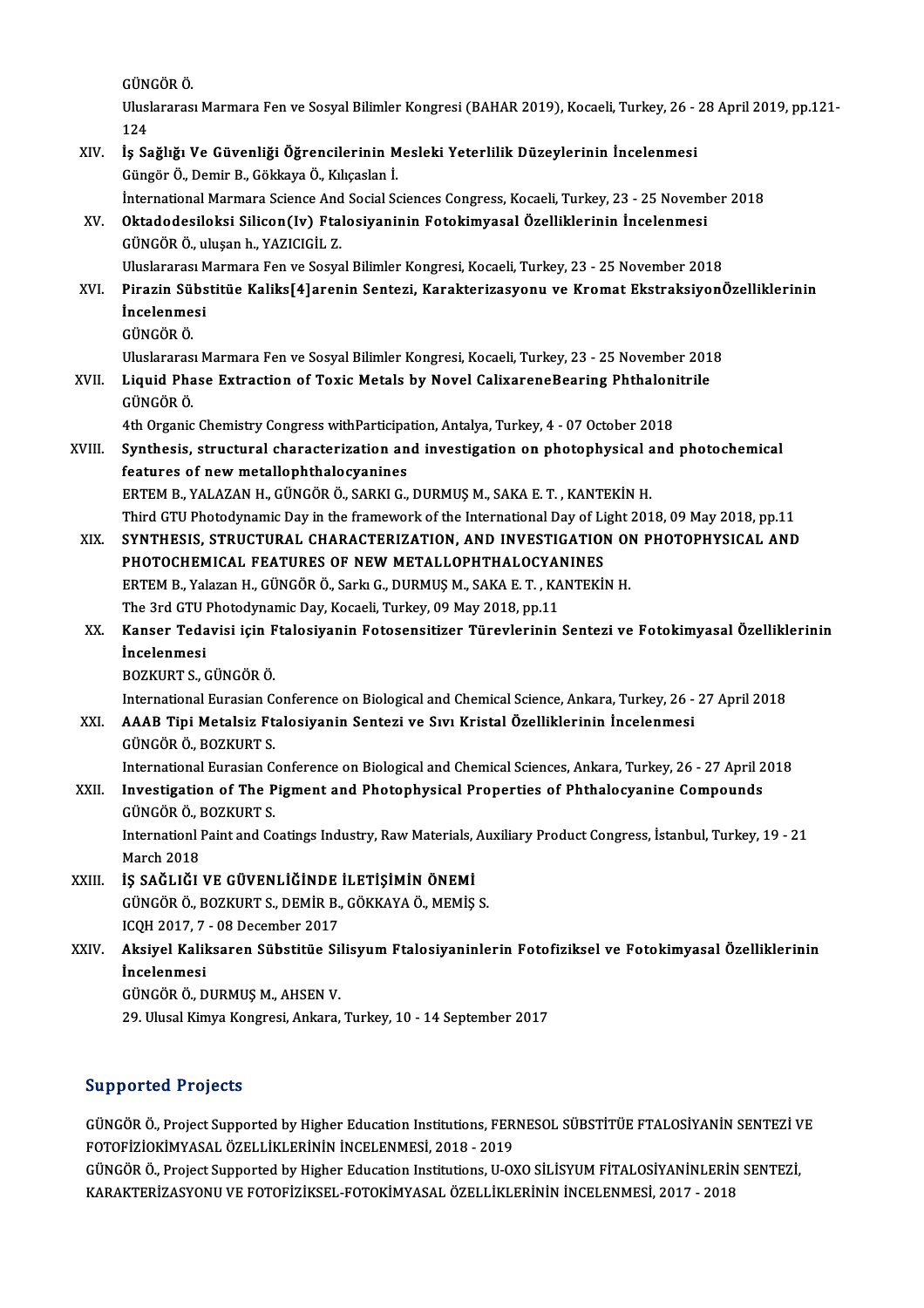GÜNGÖR Ö.

Uluslararası Marmara Fen ve Sosyal Bilimler Kongresi (BAHAR 2019), Kocaeli, Turkey, 26 - 28 April 2019, pp.121-124

XIV. **İş Sağlığı Ve Güvenliği Öğrencilerinin Mesleki Yeterlilik Düzeylerinin İncelenmesi**
Güngör Ö., Demir B., Gökkaya Ö., Kılıçaslan İ.
International Marmara Science And Social Sciences Congress, Kocaeli, Turkey, 23 - 25 November 2018

XV. **Oktadodesiloksi Silicon(Iv) Ftalosiyaninin Fotokimyasal Özelliklerinin İncelenmesi**
GÜNGÖR Ö., uluşan h., YAZICIGİL Z.
Uluslararası Marmara Fen ve Sosyal Bilimler Kongresi, Kocaeli, Turkey, 23 - 25 November 2018

XVI. **Pirazin Sübstitüe Kaliks[4]arenin Sentezi, Karakterizasyonu ve Kromat EkstraksiyonÖzelliklerinin İncelenmesi**
GÜNGÖR Ö.
Uluslararası Marmara Fen ve Sosyal Bilimler Kongresi, Kocaeli, Turkey, 23 - 25 November 2018

XVII. **Liquid Phase Extraction of Toxic Metals by Novel CalixareneBearing Phthalonitrile**
GÜNGÖR Ö.
4th Organic Chemistry Congress withParticipation, Antalya, Turkey, 4 - 07 October 2018

XVIII. **Synthesis, structural characterization and investigation on photophysical and photochemical features of new metallophthalocyanines**
ERTEM B., YALAZAN H., GÜNGÖR Ö., SARKI G., DURMUŞ M., SAKA E. T. , KANTEKİN H.
Third GTU Photodynamic Day in the framework of the International Day of Light 2018, 09 May 2018, pp.11

XIX. **SYNTHESIS, STRUCTURAL CHARACTERIZATION, AND INVESTIGATION ON PHOTOPHYSICAL AND PHOTOCHEMICAL FEATURES OF NEW METALLOPHTHALOCYANINES**
ERTEM B., Yalazan H., GÜNGÖR Ö., Sarkı G., DURMUŞ M., SAKA E. T. , KANTEKİN H.
The 3rd GTU Photodynamic Day, Kocaeli, Turkey, 09 May 2018, pp.11

XX. **Kanser Tedavisi için Ftalosiyanin Fotosensitizer Türevlerinin Sentezi ve Fotokimyasal Özelliklerinin İncelenmesi**
BOZKURT S., GÜNGÖR Ö.
International Eurasian Conference on Biological and Chemical Science, Ankara, Turkey, 26 - 27 April 2018

XXI. **AAAB Tipi Metalsiz Ftalosiyanin Sentezi ve Sıvı Kristal Özelliklerinin İncelenmesi**
GÜNGÖR Ö., BOZKURT S.
International Eurasian Conference on Biological and Chemical Sciences, Ankara, Turkey, 26 - 27 April 2018

XXII. **Investigation of The Pigment and Photophysical Properties of Phthalocyanine Compounds**
GÜNGÖR Ö., BOZKURT S.
Internationl Paint and Coatings Industry, Raw Materials, Auxiliary Product Congress, İstanbul, Turkey, 19 - 21 March 2018

XXIII. **İŞ SAĞLIĞI VE GÜVENLİĞİNDE İLETİŞİMİN ÖNEMİ**
GÜNGÖR Ö., BOZKURT S., DEMİR B., GÖKKAYA Ö., MEMİŞ S.
ICQH 2017, 7 - 08 December 2017

XXIV. **Aksiyel Kaliksaren Sübstitüe Silisyum Ftalosiyaninlerin Fotofiziksel ve Fotokimyasal Özelliklerinin İncelenmesi**
GÜNGÖR Ö., DURMUŞ M., AHSEN V.
29. Ulusal Kimya Kongresi, Ankara, Turkey, 10 - 14 September 2017

## Supported Projects

GÜNGÖR Ö., Project Supported by Higher Education Institutions, FERNESOL SÜBSTİTÜE FTALOSİYANİN SENTEZİ VE FOTOFİZİOKİMYASAL ÖZELLİKLERİNİN İNCELENMESİ, 2018 - 2019

GÜNGÖR Ö., Project Supported by Higher Education Institutions, U-OXO SİLİSYUM FİTALOSİYANİNLERİN SENTEZİ, KARAKTERİZASYONU VE FOTOFİZİKSEL-FOTOKİMYASAL ÖZELLİKLERİNİN İNCELENMESİ, 2017 - 2018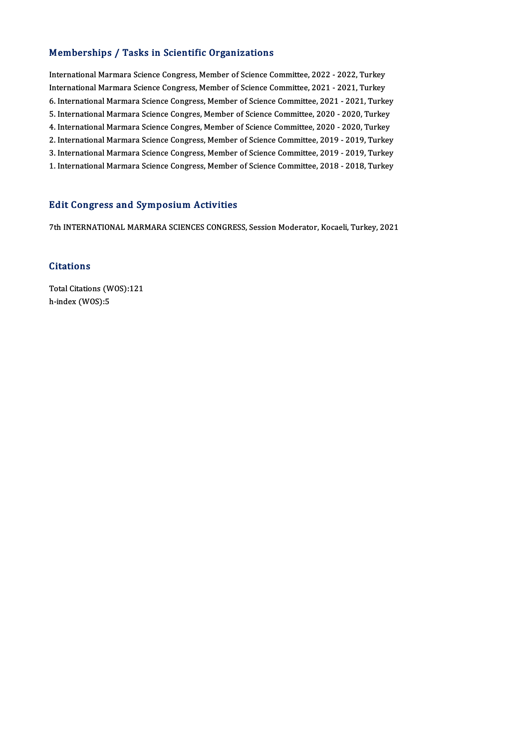## Memberships / Tasks in Scientific Organizations

International Marmara Science Congress, Member of Science Committee, 2022 - 2022, Turkey
International Marmara Science Congress, Member of Science Committee, 2021 - 2021, Turkey
6. International Marmara Science Congress, Member of Science Committee, 2021 - 2021, Turkey
5. International Marmara Science Congres, Member of Science Committee, 2020 - 2020, Turkey
4. International Marmara Science Congres, Member of Science Committee, 2020 - 2020, Turkey
2. International Marmara Science Congress, Member of Science Committee, 2019 - 2019, Turkey
3. International Marmara Science Congress, Member of Science Committee, 2019 - 2019, Turkey
1. International Marmara Science Congress, Member of Science Committee, 2018 - 2018, Turkey

## Edit Congress and Symposium Activities

7th INTERNATIONAL MARMARA SCIENCES CONGRESS, Session Moderator, Kocaeli, Turkey, 2021

## Citations

Total Citations (WOS):121
h-index (WOS):5